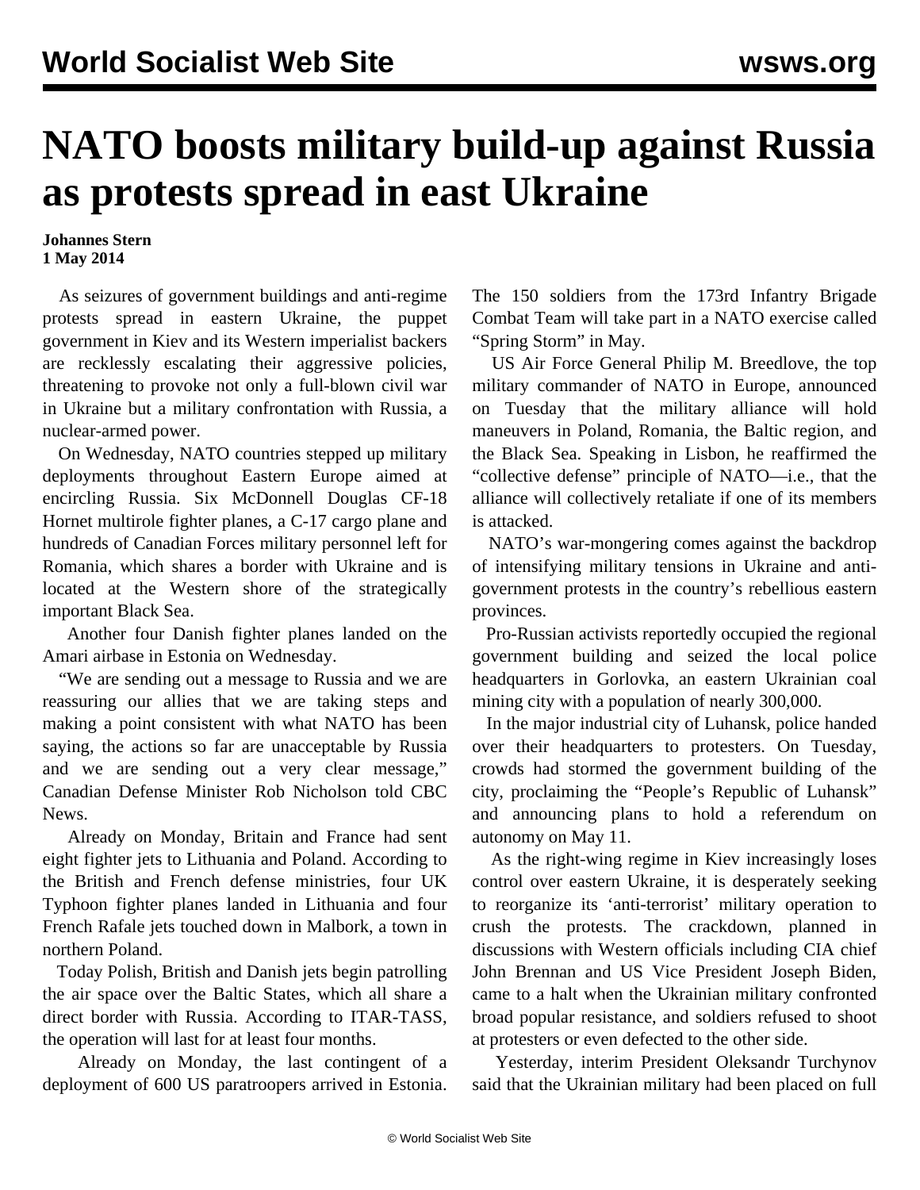# NATO boosts military build-up against Russia as protests spread in east Ukraine

**Johannes Stern**
**1 May 2014**

As seizures of government buildings and anti-regime protests spread in eastern Ukraine, the puppet government in Kiev and its Western imperialist backers are recklessly escalating their aggressive policies, threatening to provoke not only a full-blown civil war in Ukraine but a military confrontation with Russia, a nuclear-armed power.

On Wednesday, NATO countries stepped up military deployments throughout Eastern Europe aimed at encircling Russia. Six McDonnell Douglas CF-18 Hornet multirole fighter planes, a C-17 cargo plane and hundreds of Canadian Forces military personnel left for Romania, which shares a border with Ukraine and is located at the Western shore of the strategically important Black Sea.

Another four Danish fighter planes landed on the Amari airbase in Estonia on Wednesday.

"We are sending out a message to Russia and we are reassuring our allies that we are taking steps and making a point consistent with what NATO has been saying, the actions so far are unacceptable by Russia and we are sending out a very clear message," Canadian Defense Minister Rob Nicholson told CBC News.

Already on Monday, Britain and France had sent eight fighter jets to Lithuania and Poland. According to the British and French defense ministries, four UK Typhoon fighter planes landed in Lithuania and four French Rafale jets touched down in Malbork, a town in northern Poland.

Today Polish, British and Danish jets begin patrolling the air space over the Baltic States, which all share a direct border with Russia. According to ITAR-TASS, the operation will last for at least four months.

Already on Monday, the last contingent of a deployment of 600 US paratroopers arrived in Estonia. The 150 soldiers from the 173rd Infantry Brigade Combat Team will take part in a NATO exercise called "Spring Storm" in May.

US Air Force General Philip M. Breedlove, the top military commander of NATO in Europe, announced on Tuesday that the military alliance will hold maneuvers in Poland, Romania, the Baltic region, and the Black Sea. Speaking in Lisbon, he reaffirmed the "collective defense" principle of NATO—i.e., that the alliance will collectively retaliate if one of its members is attacked.

NATO's war-mongering comes against the backdrop of intensifying military tensions in Ukraine and anti-government protests in the country's rebellious eastern provinces.

Pro-Russian activists reportedly occupied the regional government building and seized the local police headquarters in Gorlovka, an eastern Ukrainian coal mining city with a population of nearly 300,000.

In the major industrial city of Luhansk, police handed over their headquarters to protesters. On Tuesday, crowds had stormed the government building of the city, proclaiming the "People's Republic of Luhansk" and announcing plans to hold a referendum on autonomy on May 11.

As the right-wing regime in Kiev increasingly loses control over eastern Ukraine, it is desperately seeking to reorganize its 'anti-terrorist' military operation to crush the protests. The crackdown, planned in discussions with Western officials including CIA chief John Brennan and US Vice President Joseph Biden, came to a halt when the Ukrainian military confronted broad popular resistance, and soldiers refused to shoot at protesters or even defected to the other side.

Yesterday, interim President Oleksandr Turchynov said that the Ukrainian military had been placed on full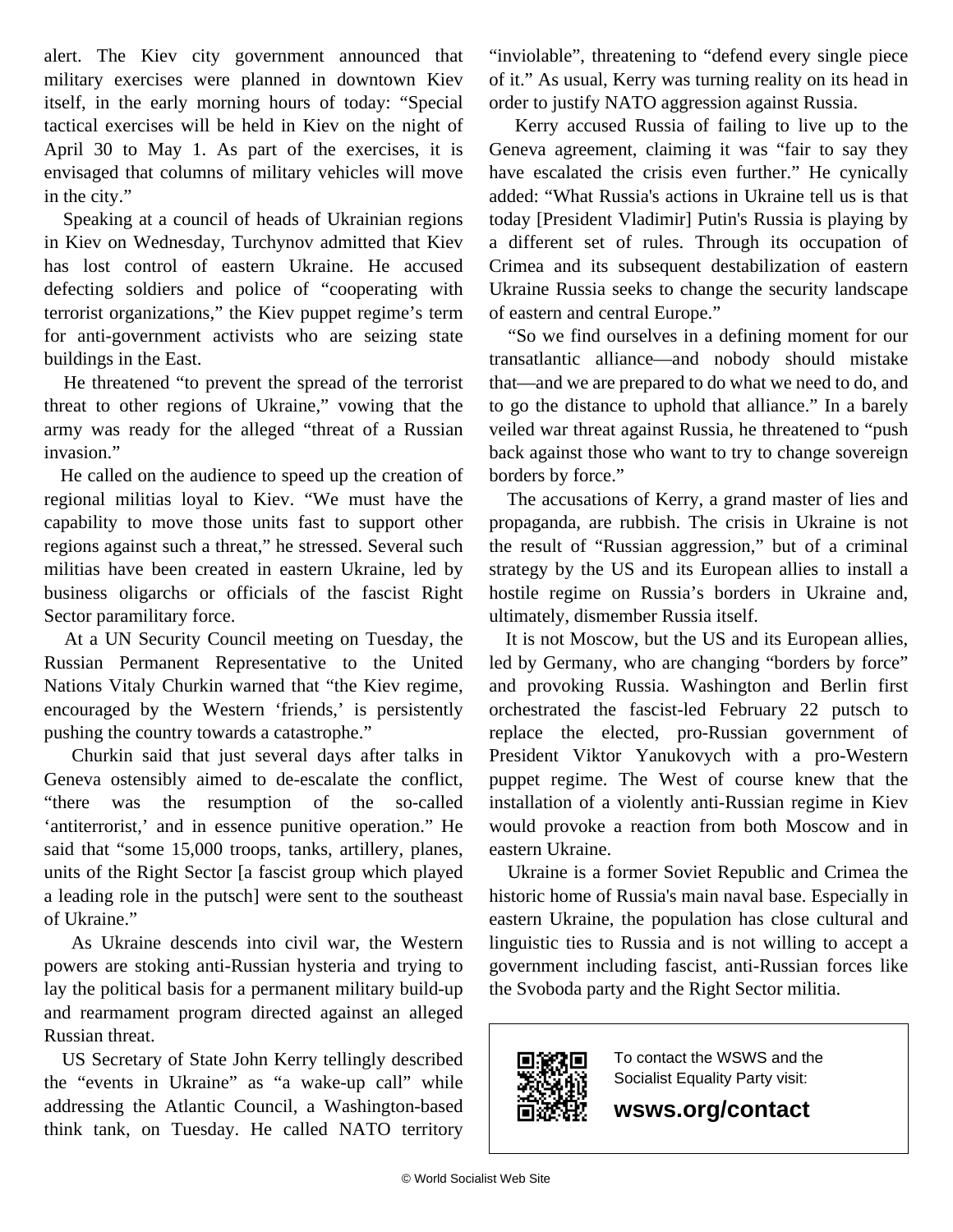alert. The Kiev city government announced that military exercises were planned in downtown Kiev itself, in the early morning hours of today: "Special tactical exercises will be held in Kiev on the night of April 30 to May 1. As part of the exercises, it is envisaged that columns of military vehicles will move in the city."

Speaking at a council of heads of Ukrainian regions in Kiev on Wednesday, Turchynov admitted that Kiev has lost control of eastern Ukraine. He accused defecting soldiers and police of "cooperating with terrorist organizations," the Kiev puppet regime's term for anti-government activists who are seizing state buildings in the East.

He threatened "to prevent the spread of the terrorist threat to other regions of Ukraine," vowing that the army was ready for the alleged "threat of a Russian invasion."

He called on the audience to speed up the creation of regional militias loyal to Kiev. "We must have the capability to move those units fast to support other regions against such a threat," he stressed. Several such militias have been created in eastern Ukraine, led by business oligarchs or officials of the fascist Right Sector paramilitary force.

At a UN Security Council meeting on Tuesday, the Russian Permanent Representative to the United Nations Vitaly Churkin warned that "the Kiev regime, encouraged by the Western 'friends,' is persistently pushing the country towards a catastrophe."

Churkin said that just several days after talks in Geneva ostensibly aimed to de-escalate the conflict, "there was the resumption of the so-called 'antiterrorist,' and in essence punitive operation." He said that "some 15,000 troops, tanks, artillery, planes, units of the Right Sector [a fascist group which played a leading role in the putsch] were sent to the southeast of Ukraine."

As Ukraine descends into civil war, the Western powers are stoking anti-Russian hysteria and trying to lay the political basis for a permanent military build-up and rearmament program directed against an alleged Russian threat.

US Secretary of State John Kerry tellingly described the "events in Ukraine" as "a wake-up call" while addressing the Atlantic Council, a Washington-based think tank, on Tuesday. He called NATO territory "inviolable", threatening to "defend every single piece of it." As usual, Kerry was turning reality on its head in order to justify NATO aggression against Russia.

Kerry accused Russia of failing to live up to the Geneva agreement, claiming it was "fair to say they have escalated the crisis even further." He cynically added: "What Russia's actions in Ukraine tell us is that today [President Vladimir] Putin's Russia is playing by a different set of rules. Through its occupation of Crimea and its subsequent destabilization of eastern Ukraine Russia seeks to change the security landscape of eastern and central Europe."

"So we find ourselves in a defining moment for our transatlantic alliance—and nobody should mistake that—and we are prepared to do what we need to do, and to go the distance to uphold that alliance." In a barely veiled war threat against Russia, he threatened to "push back against those who want to try to change sovereign borders by force."

The accusations of Kerry, a grand master of lies and propaganda, are rubbish. The crisis in Ukraine is not the result of "Russian aggression," but of a criminal strategy by the US and its European allies to install a hostile regime on Russia's borders in Ukraine and, ultimately, dismember Russia itself.

It is not Moscow, but the US and its European allies, led by Germany, who are changing "borders by force" and provoking Russia. Washington and Berlin first orchestrated the fascist-led February 22 putsch to replace the elected, pro-Russian government of President Viktor Yanukovych with a pro-Western puppet regime. The West of course knew that the installation of a violently anti-Russian regime in Kiev would provoke a reaction from both Moscow and in eastern Ukraine.

Ukraine is a former Soviet Republic and Crimea the historic home of Russia's main naval base. Especially in eastern Ukraine, the population has close cultural and linguistic ties to Russia and is not willing to accept a government including fascist, anti-Russian forces like the Svoboda party and the Right Sector militia.

To contact the WSWS and the Socialist Equality Party visit:

**wsws.org/contact**